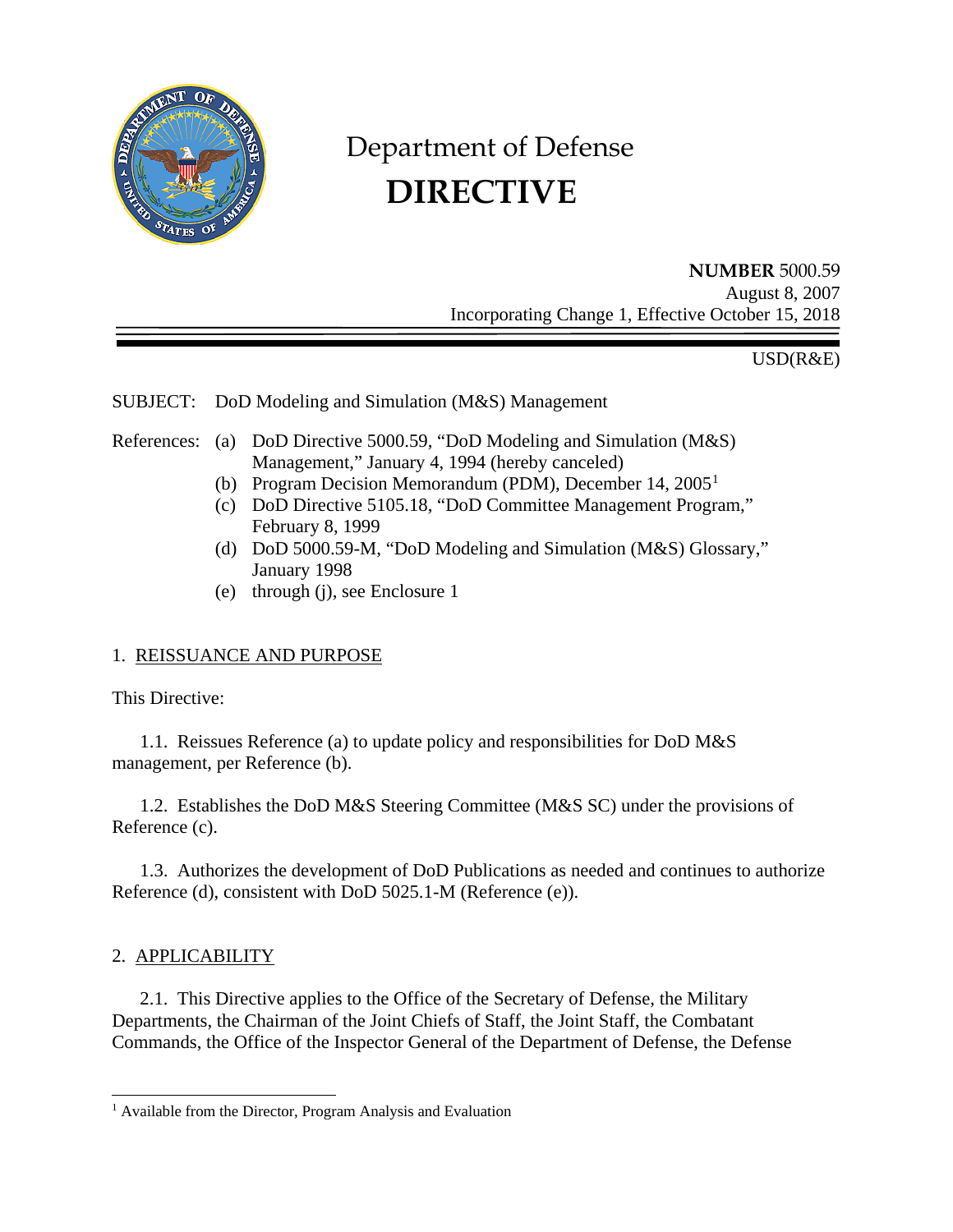# Department of Defense

# DIRECTIVE

**NUMBER** 5000.59
August 8, 2007
Incorporating Change 1, Effective October 15, 2018

USD(R&E)

SUBJECT: DoD Modeling and Simulation (M&S) Management

References:
- (a) DoD Directive 5000.59, "DoD Modeling and Simulation (M&S) Management," January 4, 1994 (hereby canceled)
- (b) Program Decision Memorandum (PDM), December 14, 2005[1]
- (c) DoD Directive 5105.18, "DoD Committee Management Program," February 8, 1999
- (d) DoD 5000.59-M, "DoD Modeling and Simulation (M&S) Glossary," January 1998
- (e) through (j), see Enclosure 1

## 1. REISSUANCE AND PURPOSE

This Directive:

1.1. Reissues Reference (a) to update policy and responsibilities for DoD M&S management, per Reference (b).

1.2. Establishes the DoD M&S Steering Committee (M&S SC) under the provisions of Reference (c).

1.3. Authorizes the development of DoD Publications as needed and continues to authorize Reference (d), consistent with DoD 5025.1-M (Reference (e)).

## 2. APPLICABILITY

2.1. This Directive applies to the Office of the Secretary of Defense, the Military Departments, the Chairman of the Joint Chiefs of Staff, the Joint Staff, the Combatant Commands, the Office of the Inspector General of the Department of Defense, the Defense

[1] Available from the Director, Program Analysis and Evaluation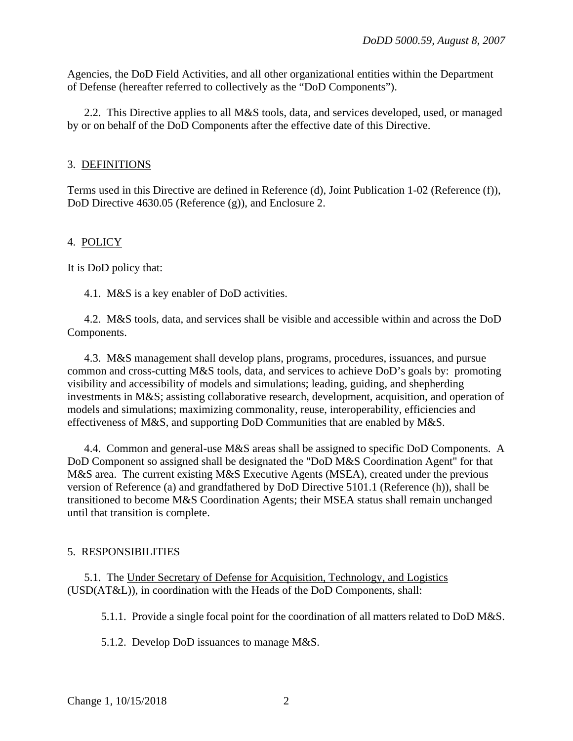Agencies, the DoD Field Activities, and all other organizational entities within the Department of Defense (hereafter referred to collectively as the "DoD Components").

2.2. This Directive applies to all M&S tools, data, and services developed, used, or managed by or on behalf of the DoD Components after the effective date of this Directive.

## 3. DEFINITIONS

Terms used in this Directive are defined in Reference (d), Joint Publication 1-02 (Reference (f)), DoD Directive 4630.05 (Reference (g)), and Enclosure 2.

## 4. POLICY

It is DoD policy that:

4.1. M&S is a key enabler of DoD activities.

4.2. M&S tools, data, and services shall be visible and accessible within and across the DoD Components.

4.3. M&S management shall develop plans, programs, procedures, issuances, and pursue common and cross-cutting M&S tools, data, and services to achieve DoD's goals by: promoting visibility and accessibility of models and simulations; leading, guiding, and shepherding investments in M&S; assisting collaborative research, development, acquisition, and operation of models and simulations; maximizing commonality, reuse, interoperability, efficiencies and effectiveness of M&S, and supporting DoD Communities that are enabled by M&S.

4.4. Common and general-use M&S areas shall be assigned to specific DoD Components. A DoD Component so assigned shall be designated the "DoD M&S Coordination Agent" for that M&S area. The current existing M&S Executive Agents (MSEA), created under the previous version of Reference (a) and grandfathered by DoD Directive 5101.1 (Reference (h)), shall be transitioned to become M&S Coordination Agents; their MSEA status shall remain unchanged until that transition is complete.

## 5. RESPONSIBILITIES

5.1. The Under Secretary of Defense for Acquisition, Technology, and Logistics (USD(AT&L)), in coordination with the Heads of the DoD Components, shall:

5.1.1. Provide a single focal point for the coordination of all matters related to DoD M&S.

5.1.2. Develop DoD issuances to manage M&S.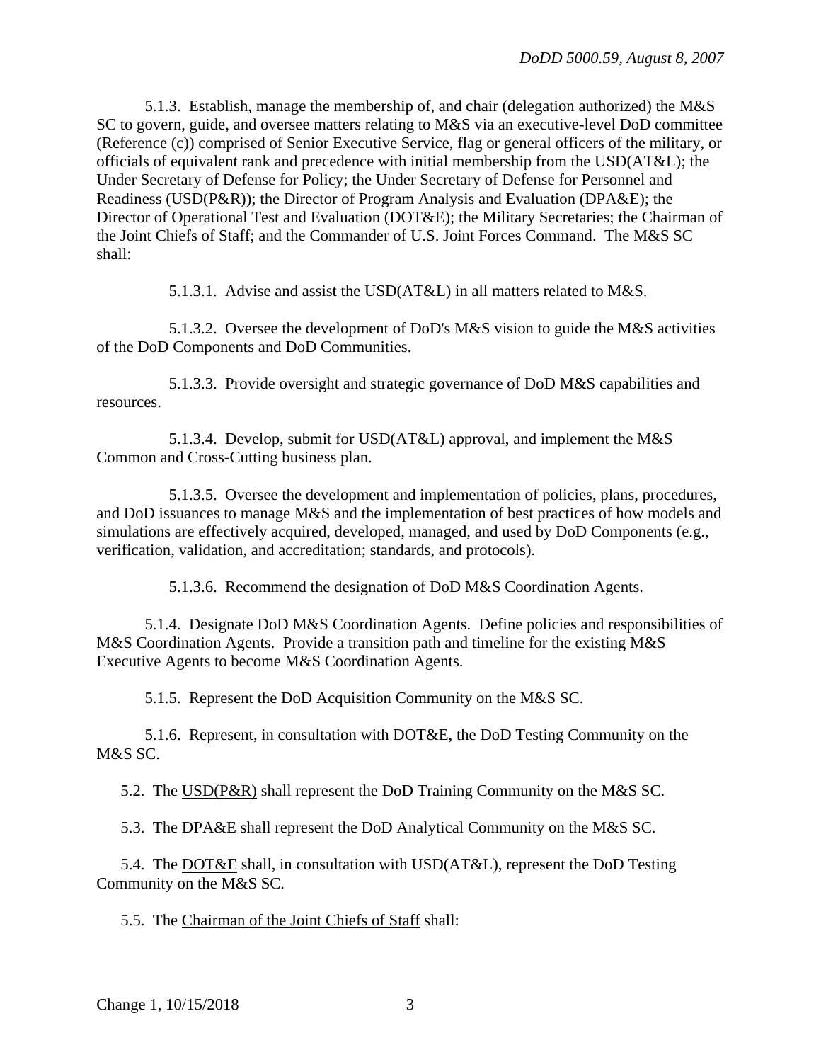5.1.3. Establish, manage the membership of, and chair (delegation authorized) the M&S SC to govern, guide, and oversee matters relating to M&S via an executive-level DoD committee (Reference (c)) comprised of Senior Executive Service, flag or general officers of the military, or officials of equivalent rank and precedence with initial membership from the USD(AT&L); the Under Secretary of Defense for Policy; the Under Secretary of Defense for Personnel and Readiness (USD(P&R)); the Director of Program Analysis and Evaluation (DPA&E); the Director of Operational Test and Evaluation (DOT&E); the Military Secretaries; the Chairman of the Joint Chiefs of Staff; and the Commander of U.S. Joint Forces Command. The M&S SC shall:

5.1.3.1. Advise and assist the USD(AT&L) in all matters related to M&S.

5.1.3.2. Oversee the development of DoD's M&S vision to guide the M&S activities of the DoD Components and DoD Communities.

5.1.3.3. Provide oversight and strategic governance of DoD M&S capabilities and resources.

5.1.3.4. Develop, submit for USD(AT&L) approval, and implement the M&S Common and Cross-Cutting business plan.

5.1.3.5. Oversee the development and implementation of policies, plans, procedures, and DoD issuances to manage M&S and the implementation of best practices of how models and simulations are effectively acquired, developed, managed, and used by DoD Components (e.g., verification, validation, and accreditation; standards, and protocols).

5.1.3.6. Recommend the designation of DoD M&S Coordination Agents.

5.1.4. Designate DoD M&S Coordination Agents. Define policies and responsibilities of M&S Coordination Agents. Provide a transition path and timeline for the existing M&S Executive Agents to become M&S Coordination Agents.

5.1.5. Represent the DoD Acquisition Community on the M&S SC.

5.1.6. Represent, in consultation with DOT&E, the DoD Testing Community on the M&S SC.

5.2. The USD(P&R) shall represent the DoD Training Community on the M&S SC.

5.3. The DPA&E shall represent the DoD Analytical Community on the M&S SC.

5.4. The DOT&E shall, in consultation with USD(AT&L), represent the DoD Testing Community on the M&S SC.

5.5. The Chairman of the Joint Chiefs of Staff shall: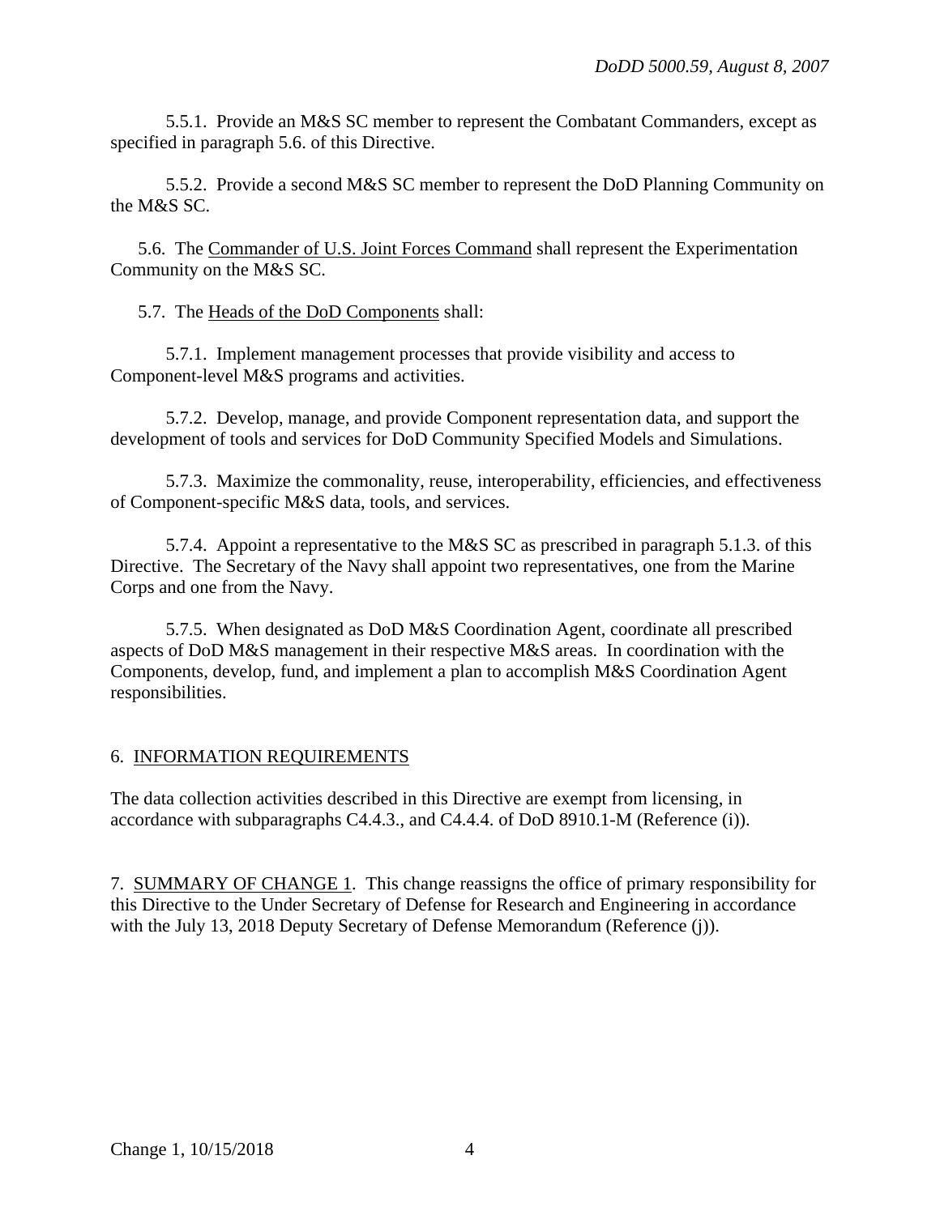5.5.1. Provide an M&S SC member to represent the Combatant Commanders, except as specified in paragraph 5.6. of this Directive.

5.5.2. Provide a second M&S SC member to represent the DoD Planning Community on the M&S SC.

5.6. The Commander of U.S. Joint Forces Command shall represent the Experimentation Community on the M&S SC.

5.7. The Heads of the DoD Components shall:

5.7.1. Implement management processes that provide visibility and access to Component-level M&S programs and activities.

5.7.2. Develop, manage, and provide Component representation data, and support the development of tools and services for DoD Community Specified Models and Simulations.

5.7.3. Maximize the commonality, reuse, interoperability, efficiencies, and effectiveness of Component-specific M&S data, tools, and services.

5.7.4. Appoint a representative to the M&S SC as prescribed in paragraph 5.1.3. of this Directive. The Secretary of the Navy shall appoint two representatives, one from the Marine Corps and one from the Navy.

5.7.5. When designated as DoD M&S Coordination Agent, coordinate all prescribed aspects of DoD M&S management in their respective M&S areas. In coordination with the Components, develop, fund, and implement a plan to accomplish M&S Coordination Agent responsibilities.

## 6. INFORMATION REQUIREMENTS

The data collection activities described in this Directive are exempt from licensing, in accordance with subparagraphs C4.4.3., and C4.4.4. of DoD 8910.1-M (Reference (i)).

7. SUMMARY OF CHANGE 1. This change reassigns the office of primary responsibility for this Directive to the Under Secretary of Defense for Research and Engineering in accordance with the July 13, 2018 Deputy Secretary of Defense Memorandum (Reference (j)).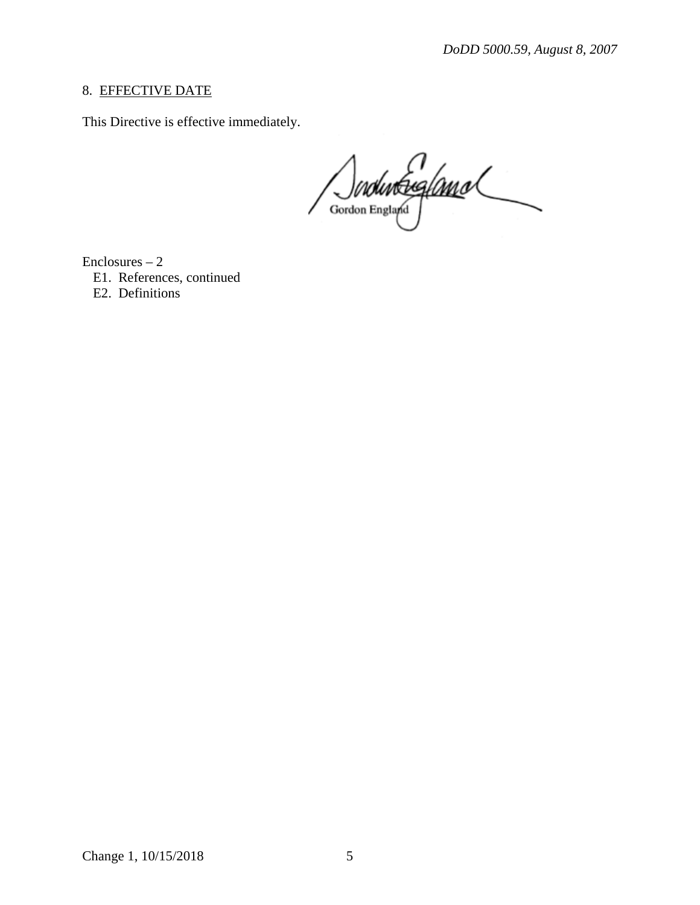8. EFFECTIVE DATE

This Directive is effective immediately.

Gordon England

Enclosures – 2
- E1. References, continued
- E2. Definitions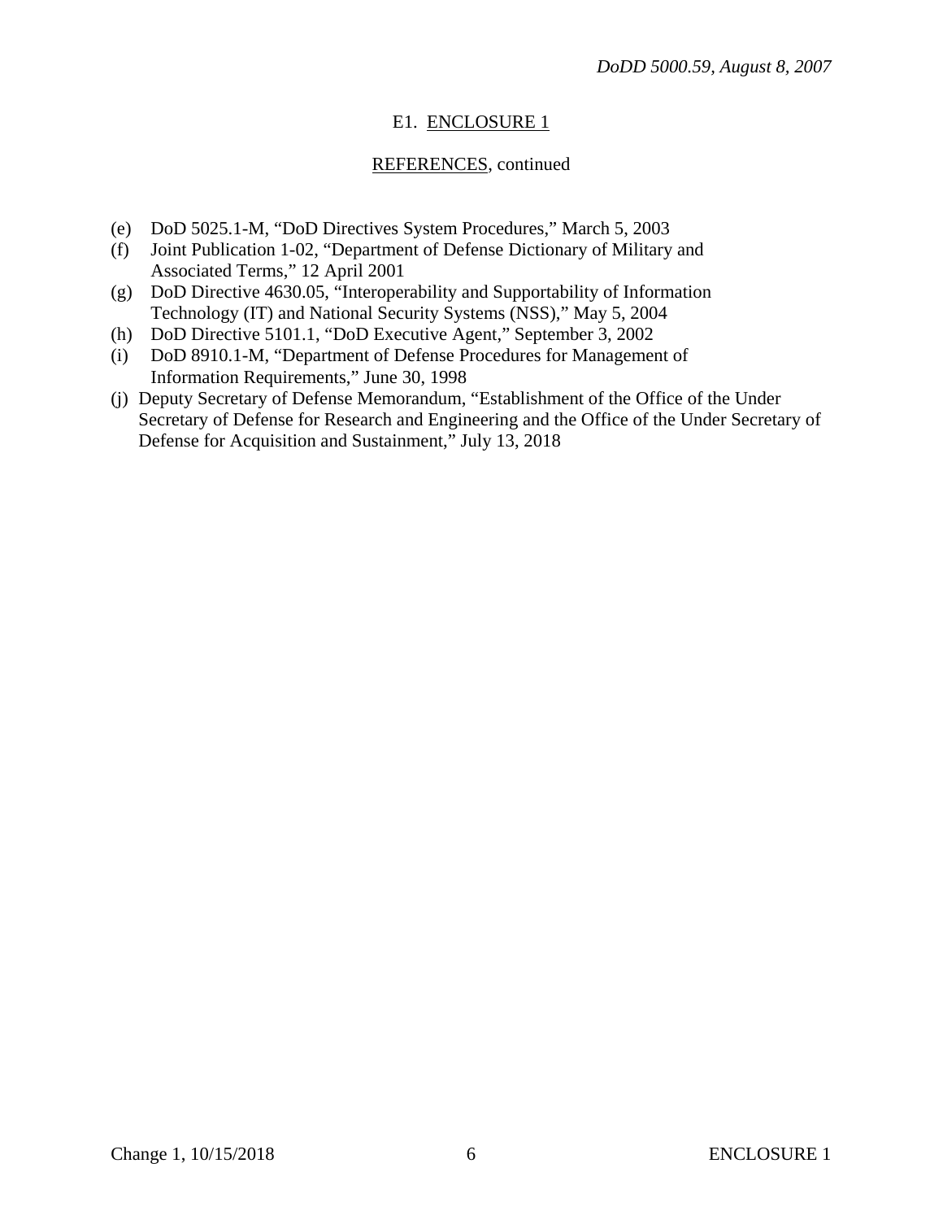E1. ENCLOSURE 1

REFERENCES, continued

(e) DoD 5025.1-M, "DoD Directives System Procedures," March 5, 2003
(f) Joint Publication 1-02, "Department of Defense Dictionary of Military and Associated Terms," 12 April 2001
(g) DoD Directive 4630.05, "Interoperability and Supportability of Information Technology (IT) and National Security Systems (NSS)," May 5, 2004
(h) DoD Directive 5101.1, "DoD Executive Agent," September 3, 2002
(i) DoD 8910.1-M, "Department of Defense Procedures for Management of Information Requirements," June 30, 1998
(j) Deputy Secretary of Defense Memorandum, "Establishment of the Office of the Under Secretary of Defense for Research and Engineering and the Office of the Under Secretary of Defense for Acquisition and Sustainment," July 13, 2018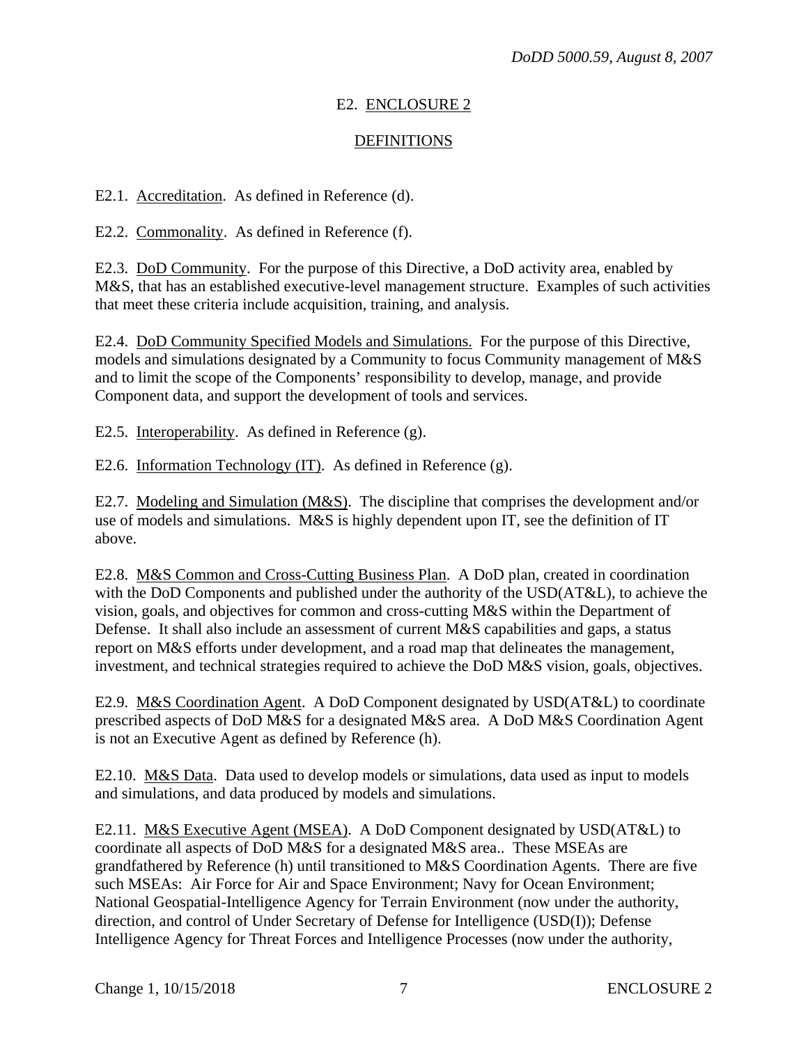# E2. ENCLOSURE 2

## DEFINITIONS

E2.1. Accreditation. As defined in Reference (d).

E2.2. Commonality. As defined in Reference (f).

E2.3. DoD Community. For the purpose of this Directive, a DoD activity area, enabled by M&S, that has an established executive-level management structure. Examples of such activities that meet these criteria include acquisition, training, and analysis.

E2.4. DoD Community Specified Models and Simulations. For the purpose of this Directive, models and simulations designated by a Community to focus Community management of M&S and to limit the scope of the Components' responsibility to develop, manage, and provide Component data, and support the development of tools and services.

E2.5. Interoperability. As defined in Reference (g).

E2.6. Information Technology (IT). As defined in Reference (g).

E2.7. Modeling and Simulation (M&S). The discipline that comprises the development and/or use of models and simulations. M&S is highly dependent upon IT, see the definition of IT above.

E2.8. M&S Common and Cross-Cutting Business Plan. A DoD plan, created in coordination with the DoD Components and published under the authority of the USD(AT&L), to achieve the vision, goals, and objectives for common and cross-cutting M&S within the Department of Defense. It shall also include an assessment of current M&S capabilities and gaps, a status report on M&S efforts under development, and a road map that delineates the management, investment, and technical strategies required to achieve the DoD M&S vision, goals, objectives.

E2.9. M&S Coordination Agent. A DoD Component designated by USD(AT&L) to coordinate prescribed aspects of DoD M&S for a designated M&S area. A DoD M&S Coordination Agent is not an Executive Agent as defined by Reference (h).

E2.10. M&S Data. Data used to develop models or simulations, data used as input to models and simulations, and data produced by models and simulations.

E2.11. M&S Executive Agent (MSEA). A DoD Component designated by USD(AT&L) to coordinate all aspects of DoD M&S for a designated M&S area.. These MSEAs are grandfathered by Reference (h) until transitioned to M&S Coordination Agents. There are five such MSEAs: Air Force for Air and Space Environment; Navy for Ocean Environment; National Geospatial-Intelligence Agency for Terrain Environment (now under the authority, direction, and control of Under Secretary of Defense for Intelligence (USD(I)); Defense Intelligence Agency for Threat Forces and Intelligence Processes (now under the authority,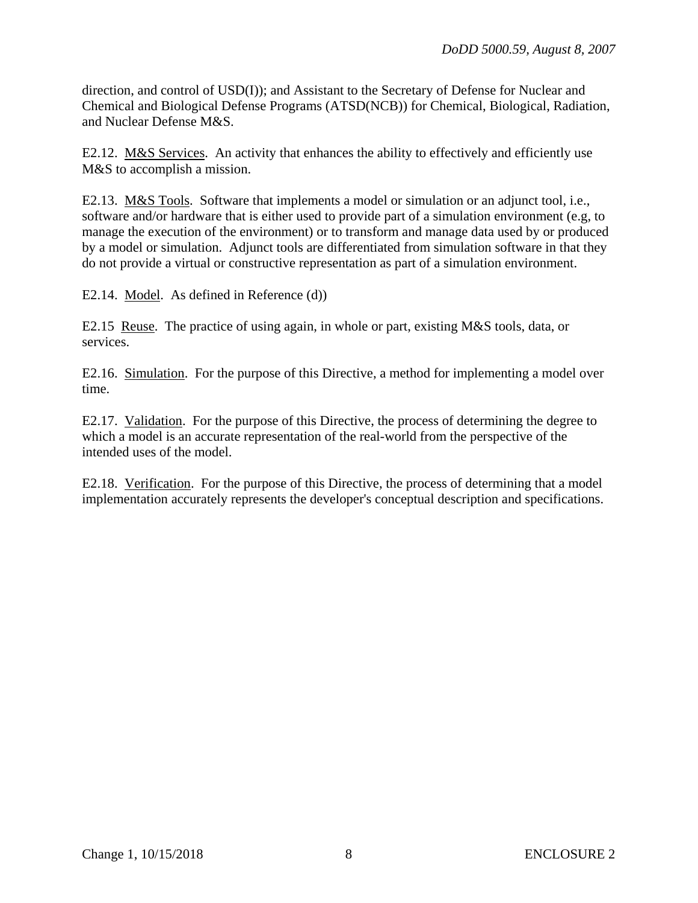direction, and control of USD(I)); and Assistant to the Secretary of Defense for Nuclear and Chemical and Biological Defense Programs (ATSD(NCB)) for Chemical, Biological, Radiation, and Nuclear Defense M&S.

E2.12. M&S Services. An activity that enhances the ability to effectively and efficiently use M&S to accomplish a mission.

E2.13. M&S Tools. Software that implements a model or simulation or an adjunct tool, i.e., software and/or hardware that is either used to provide part of a simulation environment (e.g, to manage the execution of the environment) or to transform and manage data used by or produced by a model or simulation. Adjunct tools are differentiated from simulation software in that they do not provide a virtual or constructive representation as part of a simulation environment.

E2.14. Model. As defined in Reference (d))

E2.15 Reuse. The practice of using again, in whole or part, existing M&S tools, data, or services.

E2.16. Simulation. For the purpose of this Directive, a method for implementing a model over time.

E2.17. Validation. For the purpose of this Directive, the process of determining the degree to which a model is an accurate representation of the real-world from the perspective of the intended uses of the model.

E2.18. Verification. For the purpose of this Directive, the process of determining that a model implementation accurately represents the developer's conceptual description and specifications.